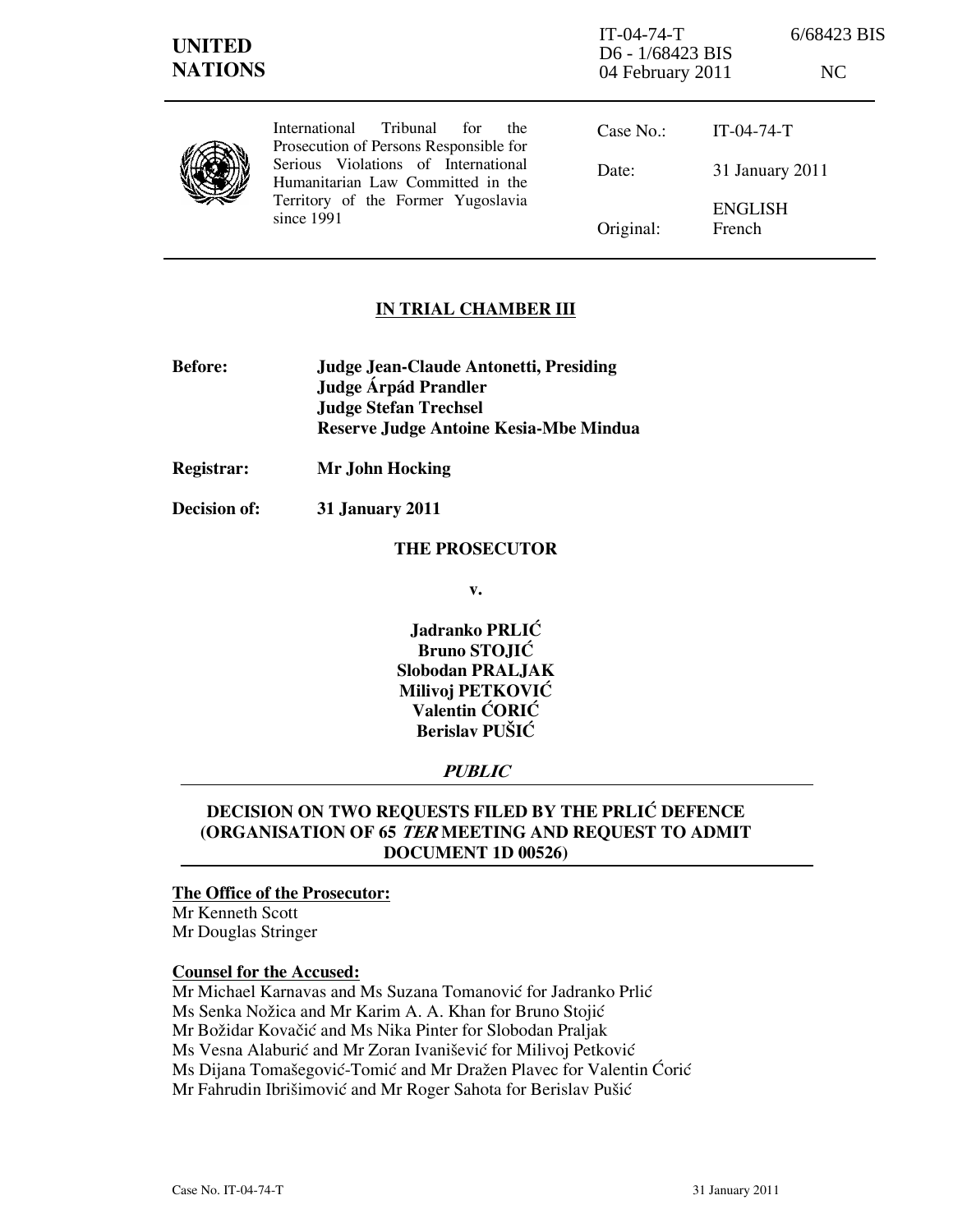IT-04-74-T 6/68423 BIS
D6 - 1/68423 BIS
04 February 2011 NC

**UNITED NATIONS**

International Tribunal for the Prosecution of Persons Responsible for Serious Violations of International Humanitarian Law Committed in the Territory of the Former Yugoslavia since 1991

| | |
|---|---|
| Case No.: | IT-04-74-T |
| Date: | 31 January 2011 |
| Original: | ENGLISH<br>French |

## IN TRIAL CHAMBER III

**Before:** **Judge Jean-Claude Antonetti, Presiding**
**Judge Árpád Prandler**
**Judge Stefan Trechsel**
**Reserve Judge Antoine Kesia-Mbe Mindua**

**Registrar:** **Mr John Hocking**

**Decision of:** **31 January 2011**

**THE PROSECUTOR**

**v.**

**Jadranko PRLIĆ**
**Bruno STOJIĆ**
**Slobodan PRALJAK**
**Milivoj PETKOVIĆ**
**Valentin ĆORIĆ**
**Berislav PUŠIĆ**

***PUBLIC***

## DECISION ON TWO REQUESTS FILED BY THE PRLIĆ DEFENCE (ORGANISATION OF 65 *TER* MEETING AND REQUEST TO ADMIT DOCUMENT 1D 00526)

**The Office of the Prosecutor:**
Mr Kenneth Scott
Mr Douglas Stringer

**Counsel for the Accused:**
Mr Michael Karnavas and Ms Suzana Tomanović for Jadranko Prlić
Ms Senka Nožica and Mr Karim A. A. Khan for Bruno Stojić
Mr Božidar Kovačić and Ms Nika Pinter for Slobodan Praljak
Ms Vesna Alaburić and Mr Zoran Ivanišević for Milivoj Petković
Ms Dijana Tomašegović-Tomić and Mr Dražen Plavec for Valentin Ćorić
Mr Fahrudin Ibrišimović and Mr Roger Sahota for Berislav Pušić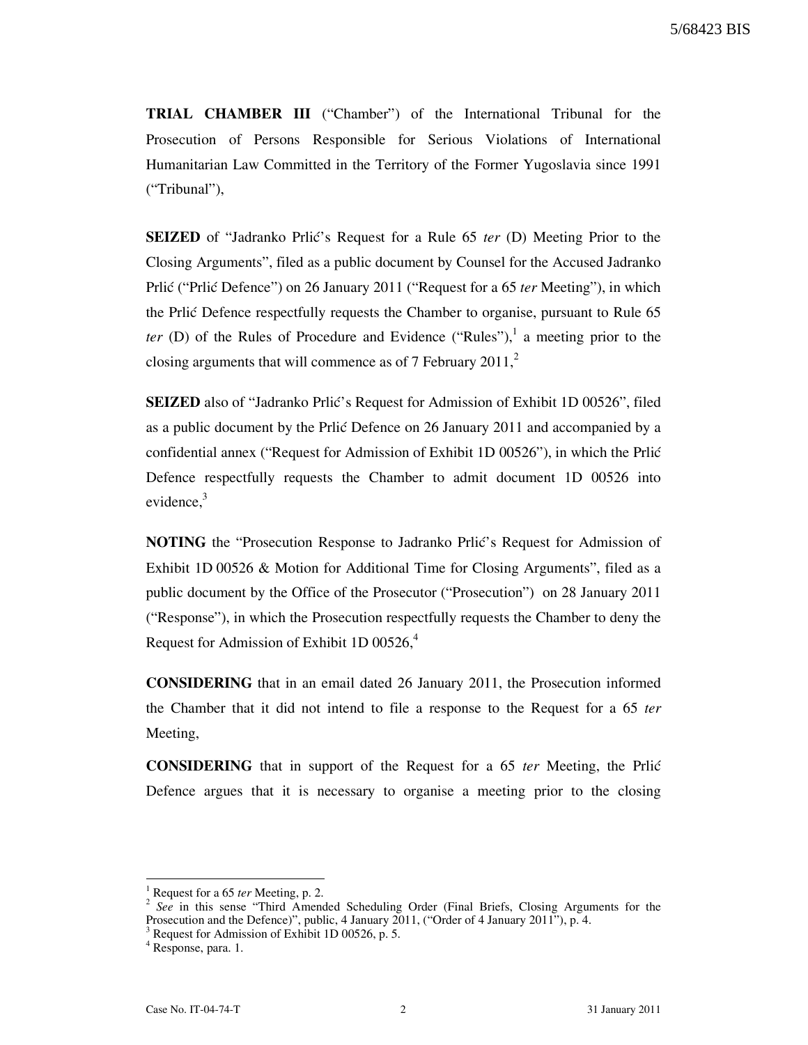**TRIAL CHAMBER III** ("Chamber") of the International Tribunal for the Prosecution of Persons Responsible for Serious Violations of International Humanitarian Law Committed in the Territory of the Former Yugoslavia since 1991 ("Tribunal"),

**SEIZED** of "Jadranko Prlić's Request for a Rule 65 *ter* (D) Meeting Prior to the Closing Arguments", filed as a public document by Counsel for the Accused Jadranko Prlić ("Prlić Defence") on 26 January 2011 ("Request for a 65 *ter* Meeting"), in which the Prlić Defence respectfully requests the Chamber to organise, pursuant to Rule 65 *ter* (D) of the Rules of Procedure and Evidence ("Rules"),[1] a meeting prior to the closing arguments that will commence as of 7 February 2011,[2]

**SEIZED** also of "Jadranko Prlić's Request for Admission of Exhibit 1D 00526", filed as a public document by the Prlić Defence on 26 January 2011 and accompanied by a confidential annex ("Request for Admission of Exhibit 1D 00526"), in which the Prlić Defence respectfully requests the Chamber to admit document 1D 00526 into evidence,[3]

**NOTING** the "Prosecution Response to Jadranko Prlić's Request for Admission of Exhibit 1D 00526 & Motion for Additional Time for Closing Arguments", filed as a public document by the Office of the Prosecutor ("Prosecution") on 28 January 2011 ("Response"), in which the Prosecution respectfully requests the Chamber to deny the Request for Admission of Exhibit 1D 00526,[4]

**CONSIDERING** that in an email dated 26 January 2011, the Prosecution informed the Chamber that it did not intend to file a response to the Request for a 65 *ter* Meeting,

**CONSIDERING** that in support of the Request for a 65 *ter* Meeting, the Prlić Defence argues that it is necessary to organise a meeting prior to the closing

---

[1] Request for a 65 *ter* Meeting, p. 2.

[2] *See* in this sense "Third Amended Scheduling Order (Final Briefs, Closing Arguments for the Prosecution and the Defence)", public, 4 January 2011, ("Order of 4 January 2011"), p. 4.

[3] Request for Admission of Exhibit 1D 00526, p. 5.

[4] Response, para. 1.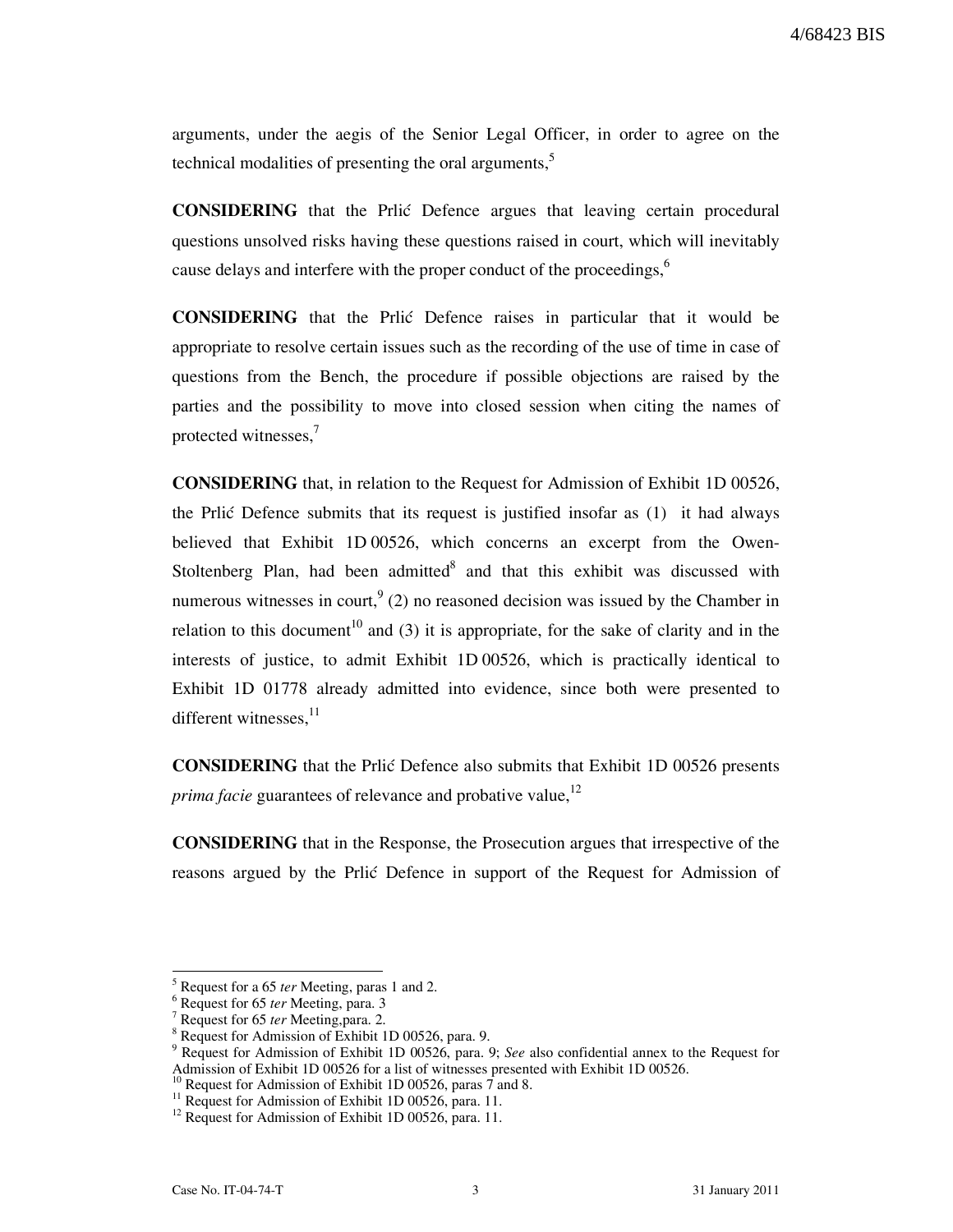arguments, under the aegis of the Senior Legal Officer, in order to agree on the technical modalities of presenting the oral arguments,[5]

**CONSIDERING** that the Prlić Defence argues that leaving certain procedural questions unsolved risks having these questions raised in court, which will inevitably cause delays and interfere with the proper conduct of the proceedings,[6]

**CONSIDERING** that the Prlić Defence raises in particular that it would be appropriate to resolve certain issues such as the recording of the use of time in case of questions from the Bench, the procedure if possible objections are raised by the parties and the possibility to move into closed session when citing the names of protected witnesses,[7]

**CONSIDERING** that, in relation to the Request for Admission of Exhibit 1D 00526, the Prlić Defence submits that its request is justified insofar as (1) it had always believed that Exhibit 1D 00526, which concerns an excerpt from the Owen-Stoltenberg Plan, had been admitted[8] and that this exhibit was discussed with numerous witnesses in court,[9] (2) no reasoned decision was issued by the Chamber in relation to this document[10] and (3) it is appropriate, for the sake of clarity and in the interests of justice, to admit Exhibit 1D 00526, which is practically identical to Exhibit 1D 01778 already admitted into evidence, since both were presented to different witnesses,[11]

**CONSIDERING** that the Prlić Defence also submits that Exhibit 1D 00526 presents *prima facie* guarantees of relevance and probative value,[12]

**CONSIDERING** that in the Response, the Prosecution argues that irrespective of the reasons argued by the Prlić Defence in support of the Request for Admission of

---

[5] Request for a 65 *ter* Meeting, paras 1 and 2.

[6] Request for 65 *ter* Meeting, para. 3

[7] Request for 65 *ter* Meeting,para. 2.

[8] Request for Admission of Exhibit 1D 00526, para. 9.

[9] Request for Admission of Exhibit 1D 00526, para. 9; *See* also confidential annex to the Request for Admission of Exhibit 1D 00526 for a list of witnesses presented with Exhibit 1D 00526.

[10] Request for Admission of Exhibit 1D 00526, paras 7 and 8.

[11] Request for Admission of Exhibit 1D 00526, para. 11.

[12] Request for Admission of Exhibit 1D 00526, para. 11.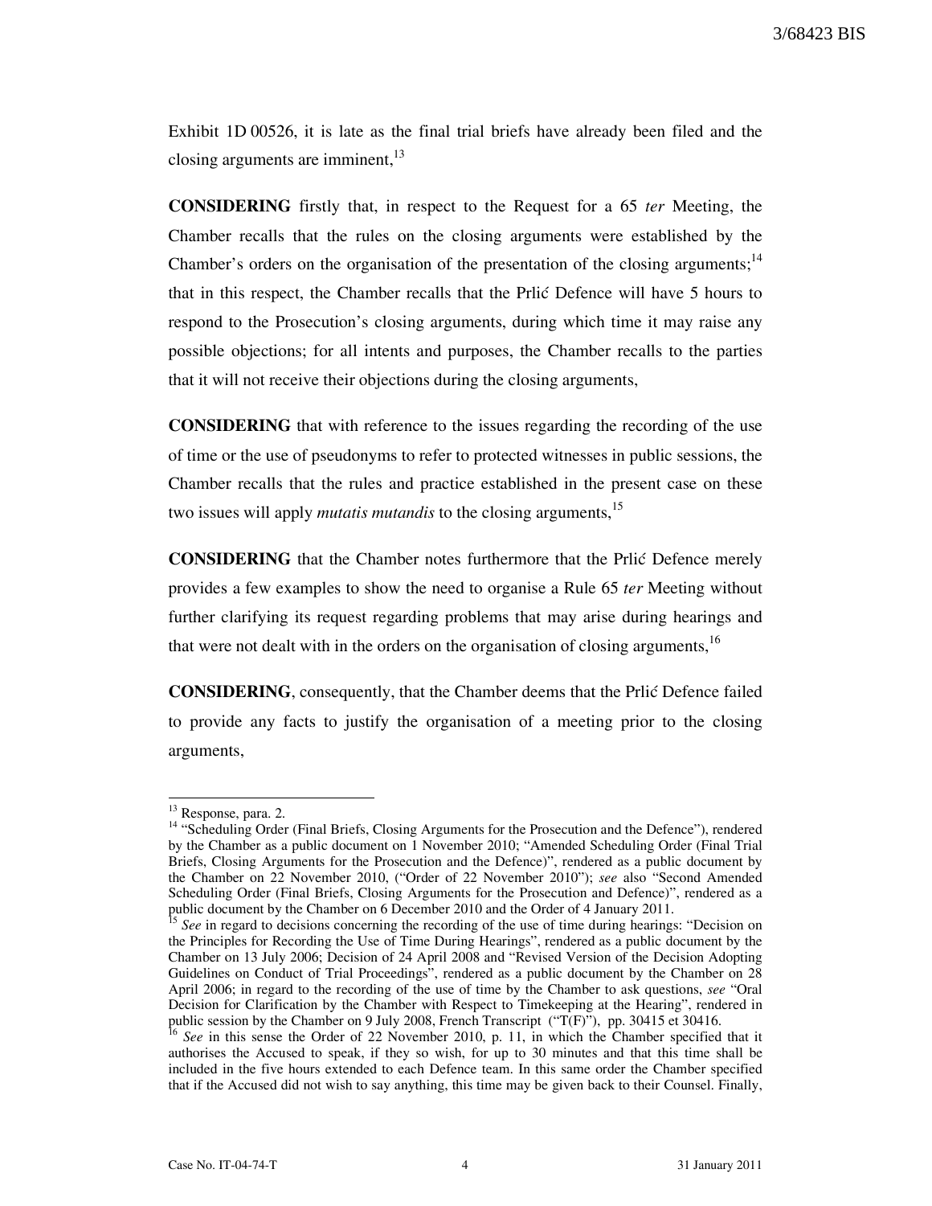Exhibit 1D 00526, it is late as the final trial briefs have already been filed and the closing arguments are imminent,[13]

**CONSIDERING** firstly that, in respect to the Request for a 65 *ter* Meeting, the Chamber recalls that the rules on the closing arguments were established by the Chamber's orders on the organisation of the presentation of the closing arguments;[14] that in this respect, the Chamber recalls that the Prlić Defence will have 5 hours to respond to the Prosecution's closing arguments, during which time it may raise any possible objections; for all intents and purposes, the Chamber recalls to the parties that it will not receive their objections during the closing arguments,

**CONSIDERING** that with reference to the issues regarding the recording of the use of time or the use of pseudonyms to refer to protected witnesses in public sessions, the Chamber recalls that the rules and practice established in the present case on these two issues will apply *mutatis mutandis* to the closing arguments,[15]

**CONSIDERING** that the Chamber notes furthermore that the Prlić Defence merely provides a few examples to show the need to organise a Rule 65 *ter* Meeting without further clarifying its request regarding problems that may arise during hearings and that were not dealt with in the orders on the organisation of closing arguments,[16]

**CONSIDERING**, consequently, that the Chamber deems that the Prlić Defence failed to provide any facts to justify the organisation of a meeting prior to the closing arguments,

---

[13] Response, para. 2.

[14] "Scheduling Order (Final Briefs, Closing Arguments for the Prosecution and the Defence"), rendered by the Chamber as a public document on 1 November 2010; "Amended Scheduling Order (Final Trial Briefs, Closing Arguments for the Prosecution and the Defence)", rendered as a public document by the Chamber on 22 November 2010, ("Order of 22 November 2010"); *see* also "Second Amended Scheduling Order (Final Briefs, Closing Arguments for the Prosecution and Defence)", rendered as a public document by the Chamber on 6 December 2010 and the Order of 4 January 2011.

[15] *See* in regard to decisions concerning the recording of the use of time during hearings: "Decision on the Principles for Recording the Use of Time During Hearings", rendered as a public document by the Chamber on 13 July 2006; Decision of 24 April 2008 and "Revised Version of the Decision Adopting Guidelines on Conduct of Trial Proceedings", rendered as a public document by the Chamber on 28 April 2006; in regard to the recording of the use of time by the Chamber to ask questions, *see* "Oral Decision for Clarification by the Chamber with Respect to Timekeeping at the Hearing", rendered in public session by the Chamber on 9 July 2008, French Transcript ("T(F)"), pp. 30415 et 30416.

[16] *See* in this sense the Order of 22 November 2010, p. 11, in which the Chamber specified that it authorises the Accused to speak, if they so wish, for up to 30 minutes and that this time shall be included in the five hours extended to each Defence team. In this same order the Chamber specified that if the Accused did not wish to say anything, this time may be given back to their Counsel. Finally,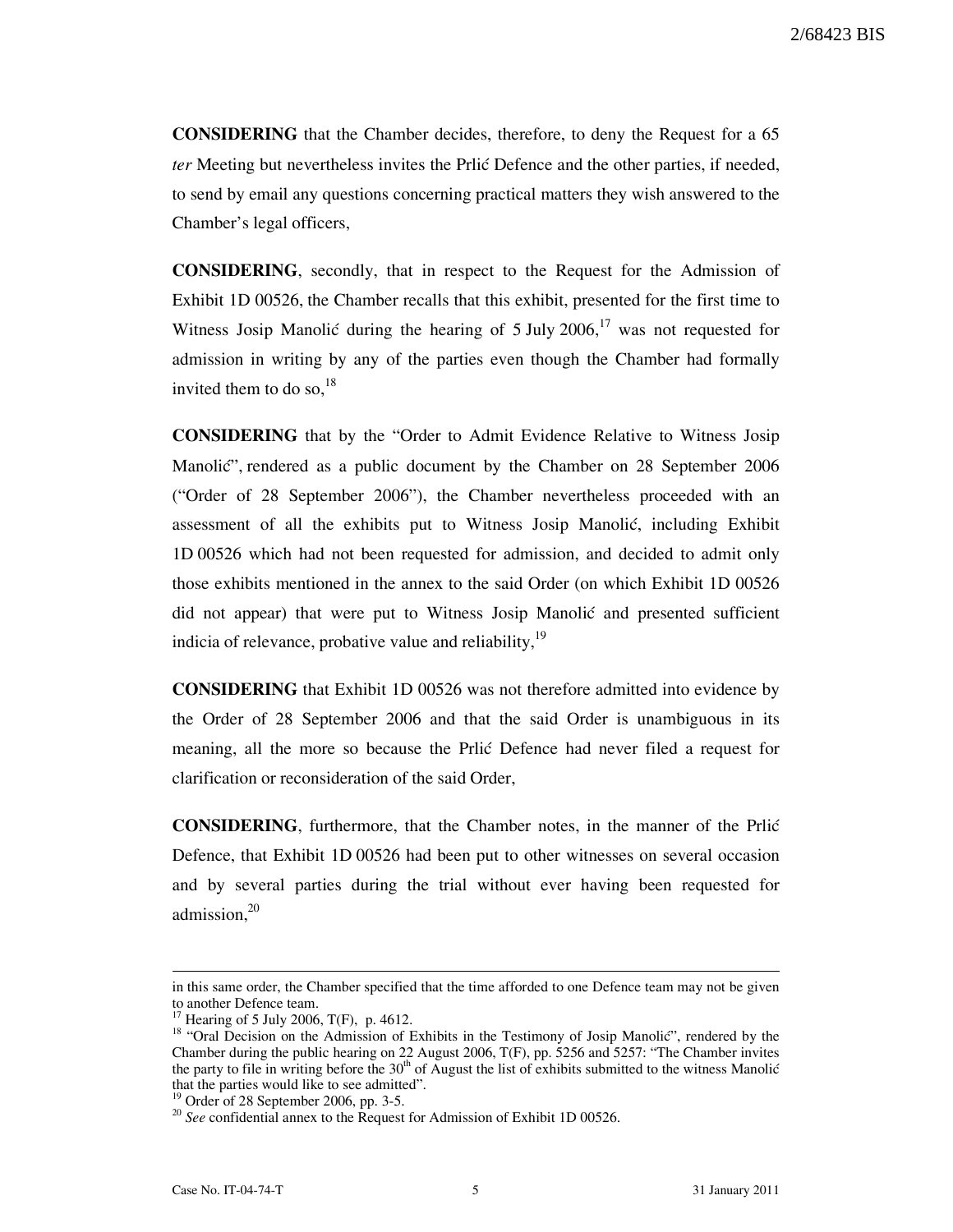**CONSIDERING** that the Chamber decides, therefore, to deny the Request for a 65 *ter* Meeting but nevertheless invites the Prlić Defence and the other parties, if needed, to send by email any questions concerning practical matters they wish answered to the Chamber's legal officers,

**CONSIDERING**, secondly, that in respect to the Request for the Admission of Exhibit 1D 00526, the Chamber recalls that this exhibit, presented for the first time to Witness Josip Manolić during the hearing of 5 July 2006,[17] was not requested for admission in writing by any of the parties even though the Chamber had formally invited them to do so,[18]

**CONSIDERING** that by the "Order to Admit Evidence Relative to Witness Josip Manolić", rendered as a public document by the Chamber on 28 September 2006 ("Order of 28 September 2006"), the Chamber nevertheless proceeded with an assessment of all the exhibits put to Witness Josip Manolić, including Exhibit 1D 00526 which had not been requested for admission, and decided to admit only those exhibits mentioned in the annex to the said Order (on which Exhibit 1D 00526 did not appear) that were put to Witness Josip Manolić and presented sufficient indicia of relevance, probative value and reliability,[19]

**CONSIDERING** that Exhibit 1D 00526 was not therefore admitted into evidence by the Order of 28 September 2006 and that the said Order is unambiguous in its meaning, all the more so because the Prlić Defence had never filed a request for clarification or reconsideration of the said Order,

**CONSIDERING**, furthermore, that the Chamber notes, in the manner of the Prlić Defence, that Exhibit 1D 00526 had been put to other witnesses on several occasion and by several parties during the trial without ever having been requested for admission,[20]

---

in this same order, the Chamber specified that the time afforded to one Defence team may not be given to another Defence team.

[17] Hearing of 5 July 2006, T(F), p. 4612.

[18] "Oral Decision on the Admission of Exhibits in the Testimony of Josip Manolić", rendered by the Chamber during the public hearing on 22 August 2006, T(F), pp. 5256 and 5257: "The Chamber invites the party to file in writing before the 30th of August the list of exhibits submitted to the witness Manolić that the parties would like to see admitted".

[19] Order of 28 September 2006, pp. 3-5.

[20] *See* confidential annex to the Request for Admission of Exhibit 1D 00526.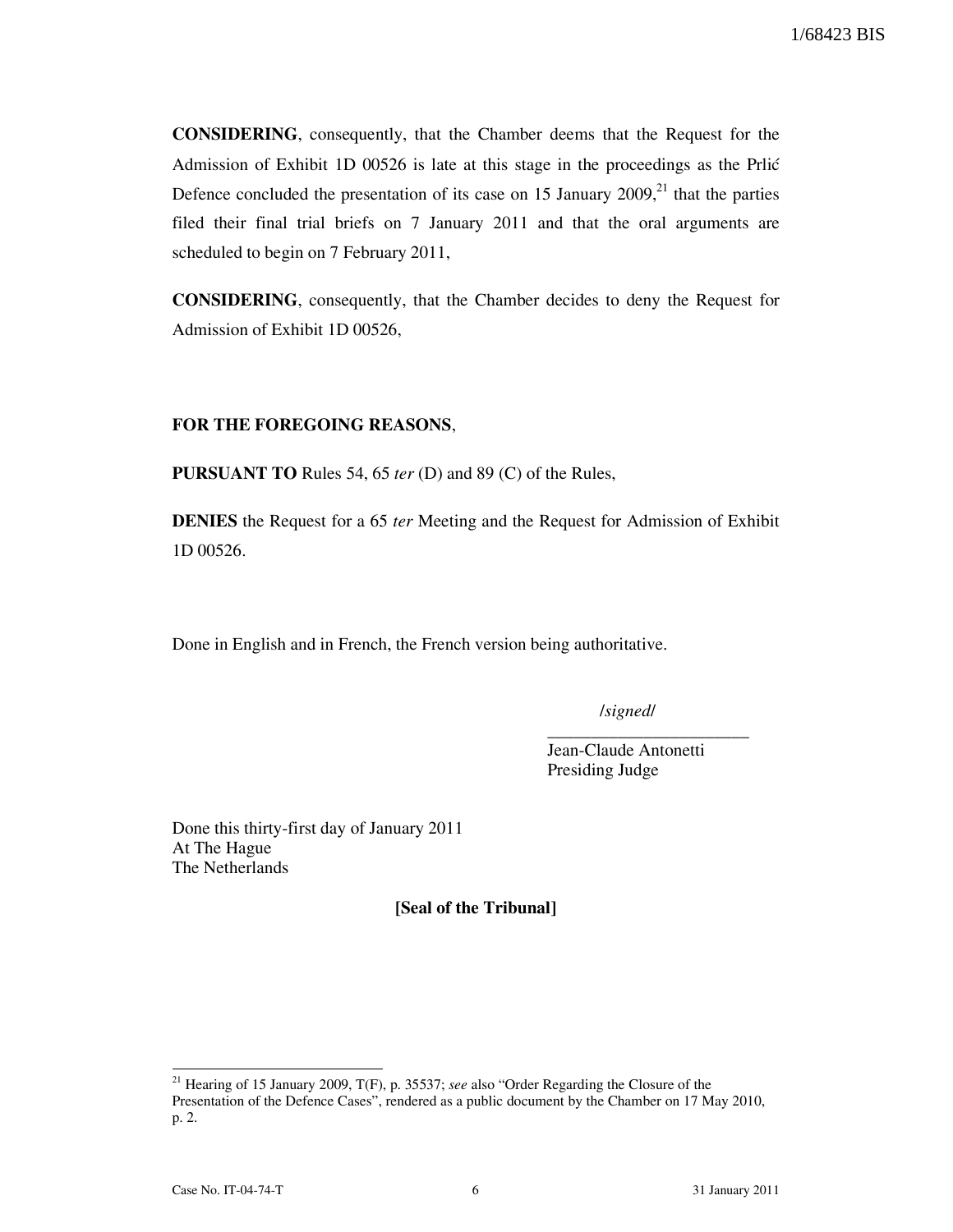**CONSIDERING**, consequently, that the Chamber deems that the Request for the Admission of Exhibit 1D 00526 is late at this stage in the proceedings as the Prlić Defence concluded the presentation of its case on 15 January 2009,[21] that the parties filed their final trial briefs on 7 January 2011 and that the oral arguments are scheduled to begin on 7 February 2011,

**CONSIDERING**, consequently, that the Chamber decides to deny the Request for Admission of Exhibit 1D 00526,

**FOR THE FOREGOING REASONS**,

**PURSUANT TO** Rules 54, 65 *ter* (D) and 89 (C) of the Rules,

**DENIES** the Request for a 65 *ter* Meeting and the Request for Admission of Exhibit 1D 00526.

Done in English and in French, the French version being authoritative.

/*signed*/

_______________________

Jean-Claude Antonetti
Presiding Judge

Done this thirty-first day of January 2011
At The Hague
The Netherlands

**[Seal of the Tribunal]**

---

[21] Hearing of 15 January 2009, T(F), p. 35537; *see* also "Order Regarding the Closure of the Presentation of the Defence Cases", rendered as a public document by the Chamber on 17 May 2010, p. 2.